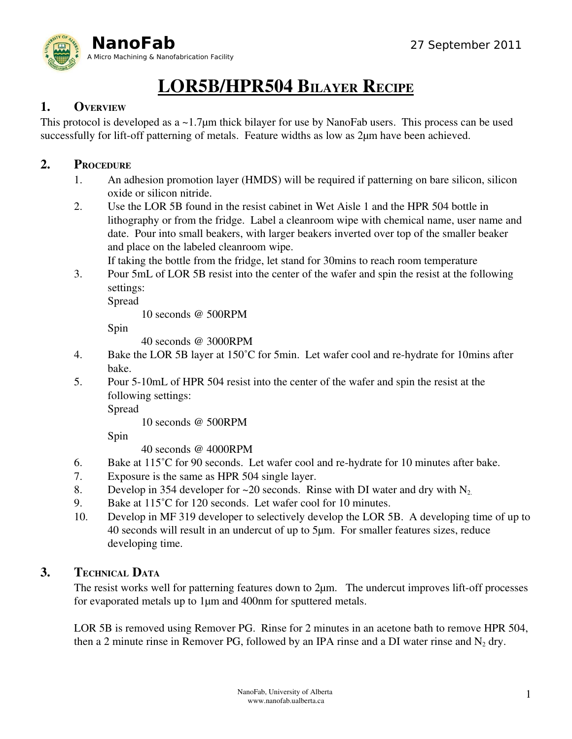NanoFab

A Micro Machining & Nanofabrication Facility

27 September 2011

# LOR5B/HPR504 Bilayer Recipe

## 1. Overview

This protocol is developed as a ~1.7μm thick bilayer for use by NanoFab users. This process can be used successfully for lift-off patterning of metals. Feature widths as low as 2μm have been achieved.

## 2. Procedure

1. An adhesion promotion layer (HMDS) will be required if patterning on bare silicon, silicon oxide or silicon nitride.
2. Use the LOR 5B found in the resist cabinet in Wet Aisle 1 and the HPR 504 bottle in lithography or from the fridge. Label a cleanroom wipe with chemical name, user name and date. Pour into small beakers, with larger beakers inverted over top of the smaller beaker and place on the labeled cleanroom wipe.
   If taking the bottle from the fridge, let stand for 30mins to reach room temperature
3. Pour 5mL of LOR 5B resist into the center of the wafer and spin the resist at the following settings:
   Spread
      10 seconds @ 500RPM
   Spin
      40 seconds @ 3000RPM
4. Bake the LOR 5B layer at 150˚C for 5min. Let wafer cool and re-hydrate for 10mins after bake.
5. Pour 5-10mL of HPR 504 resist into the center of the wafer and spin the resist at the following settings:
   Spread
      10 seconds @ 500RPM
   Spin
      40 seconds @ 4000RPM
6. Bake at 115˚C for 90 seconds. Let wafer cool and re-hydrate for 10 minutes after bake.
7. Exposure is the same as HPR 504 single layer.
8. Develop in 354 developer for ~20 seconds. Rinse with DI water and dry with $N_2$.
9. Bake at 115˚C for 120 seconds. Let wafer cool for 10 minutes.
10. Develop in MF 319 developer to selectively develop the LOR 5B. A developing time of up to 40 seconds will result in an undercut of up to 5μm. For smaller features sizes, reduce developing time.

## 3. Technical Data

The resist works well for patterning features down to 2μm. The undercut improves lift-off processes for evaporated metals up to 1μm and 400nm for sputtered metals.

LOR 5B is removed using Remover PG. Rinse for 2 minutes in an acetone bath to remove HPR 504, then a 2 minute rinse in Remover PG, followed by an IPA rinse and a DI water rinse and $N_2$ dry.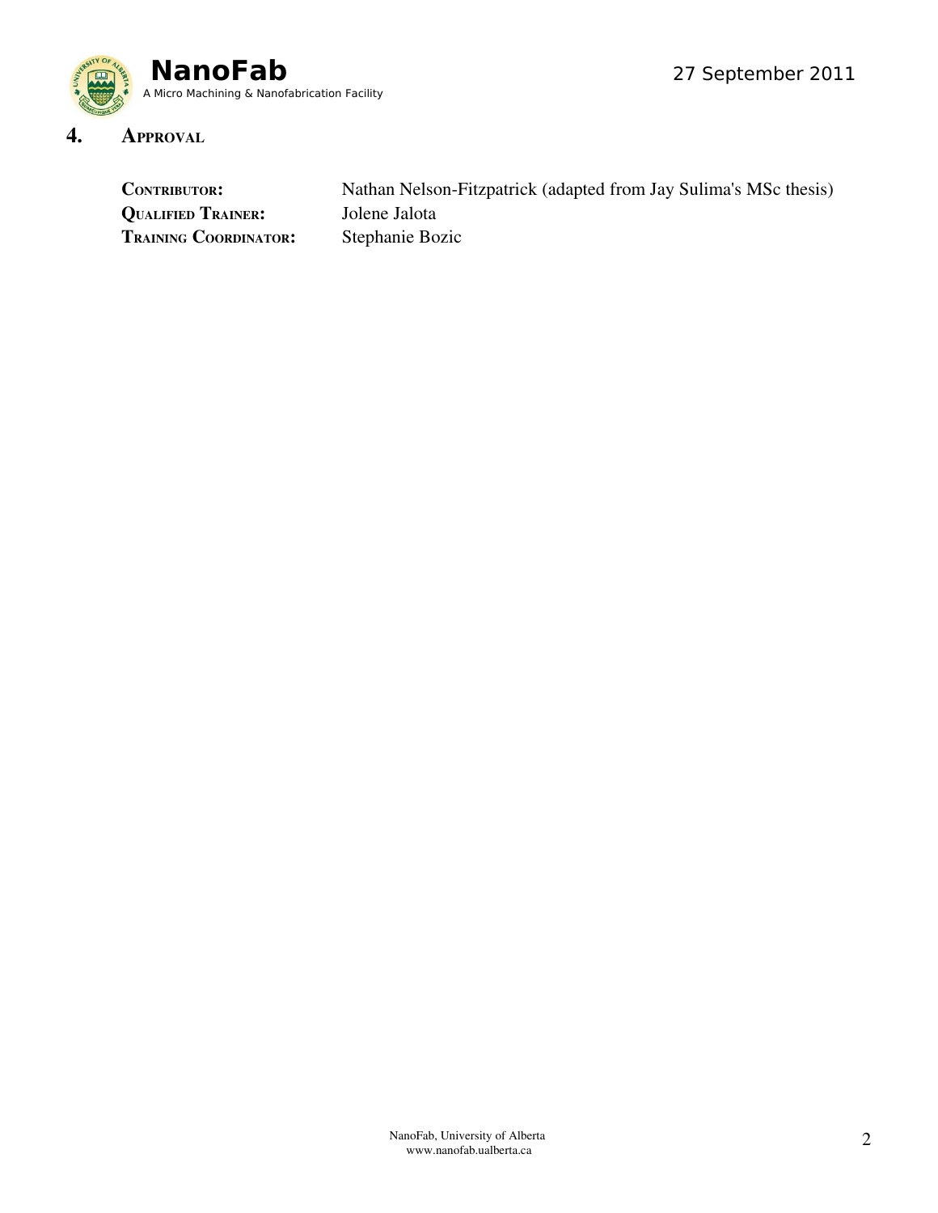## 4. Approval

**Contributor:** Nathan Nelson-Fitzpatrick (adapted from Jay Sulima's MSc thesis)
**Qualified Trainer:** Jolene Jalota
**Training Coordinator:** Stephanie Bozic